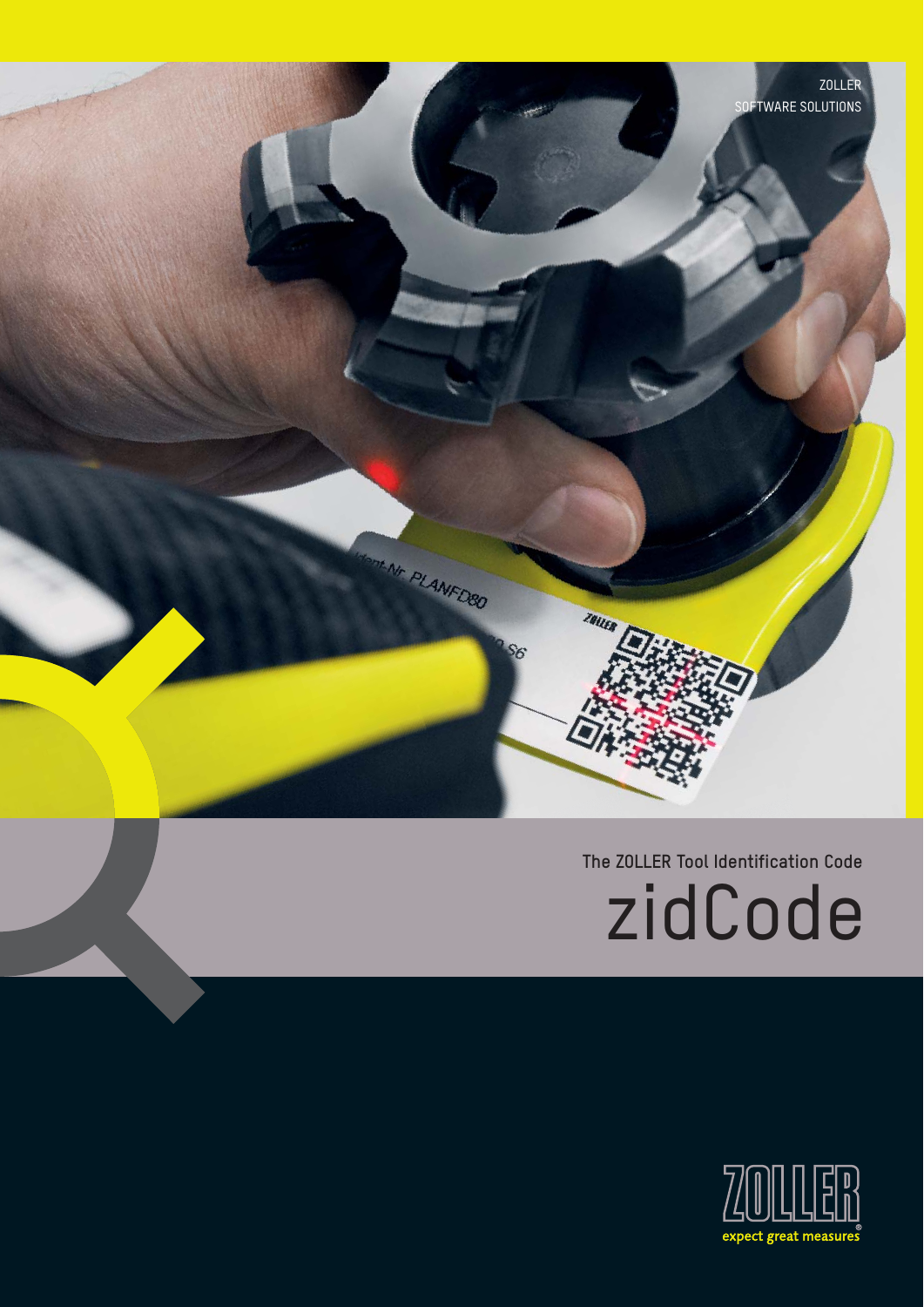ZOLLER
SOFTWARE SOLUTIONS

The ZOLLER Tool Identification Code

# zidCode

ZOLLER
expect great measures®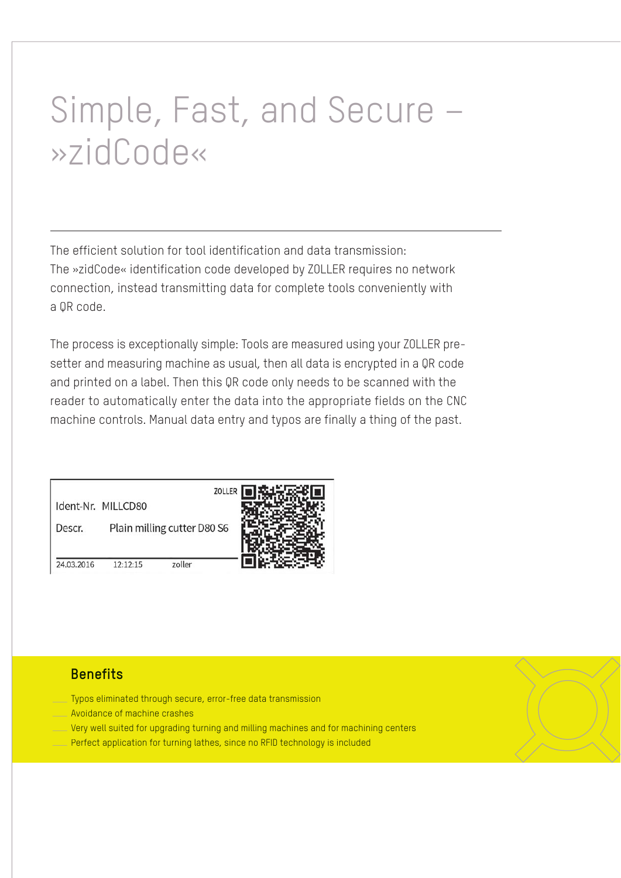# Simple, Fast, and Secure – »zidCode«

The efficient solution for tool identification and data transmission: The »zidCode« identification code developed by ZOLLER requires no network connection, instead transmitting data for complete tools conveniently with a QR code.

The process is exceptionally simple: Tools are measured using your ZOLLER pre-setter and measuring machine as usual, then all data is encrypted in a QR code and printed on a label. Then this QR code only needs to be scanned with the reader to automatically enter the data into the appropriate fields on the CNC machine controls. Manual data entry and typos are finally a thing of the past.

ZOLLER

Ident-Nr. MILLCD80

Descr. Plain milling cutter D80 S6

24.03.2016 12:12:15 zoller

## Benefits

- Typos eliminated through secure, error-free data transmission
- Avoidance of machine crashes
- Very well suited for upgrading turning and milling machines and for machining centers
- Perfect application for turning lathes, since no RFID technology is included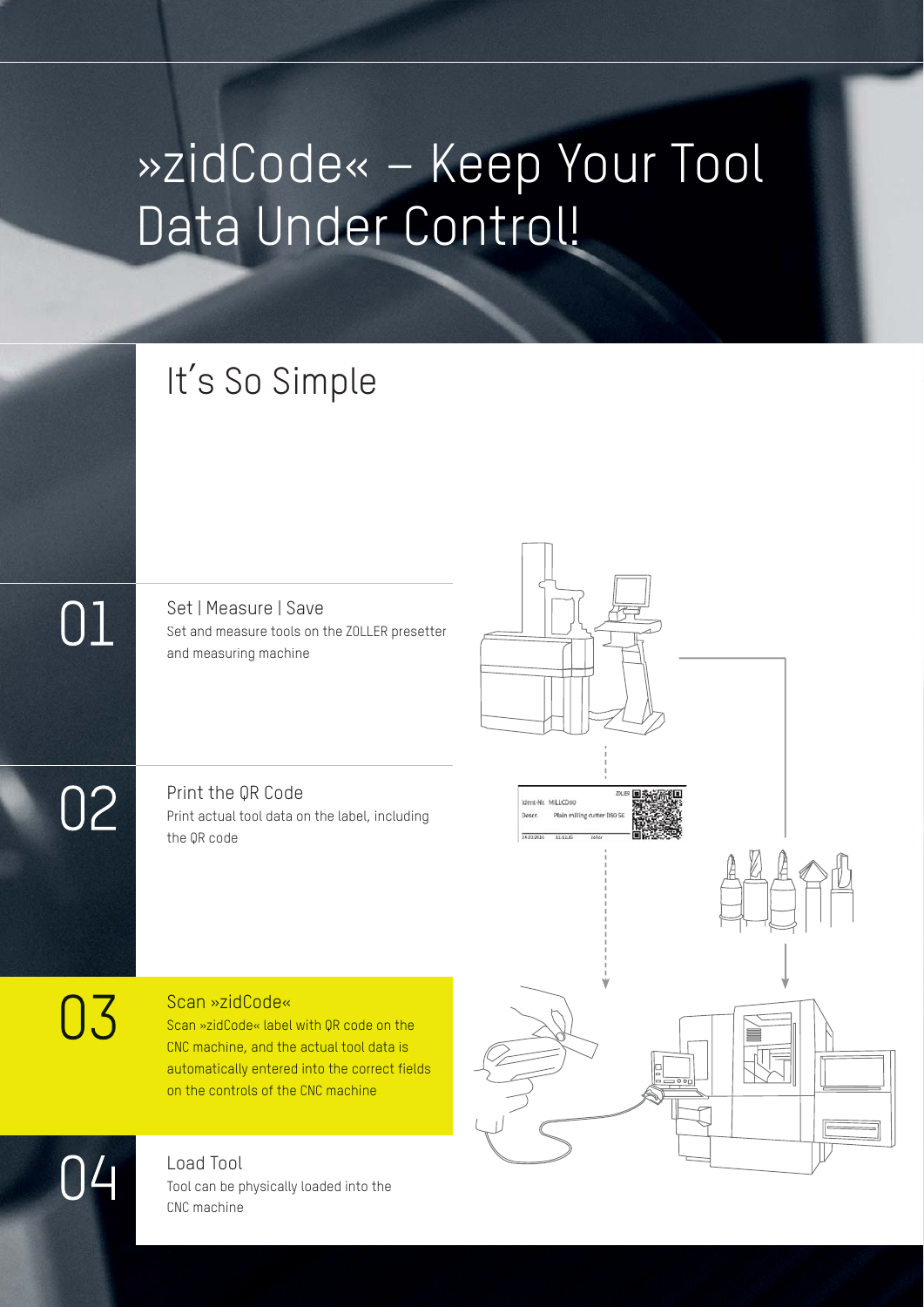# »zidCode« – Keep Your Tool Data Under Control!

## It's So Simple

**01**

### Set | Measure | Save

Set and measure tools on the ZOLLER presetter and measuring machine

**02**

### Print the QR Code

Print actual tool data on the label, including the QR code

**03**

### Scan »zidCode«

Scan »zidCode« label with QR code on the CNC machine, and the actual tool data is automatically entered into the correct fields on the controls of the CNC machine

**04**

### Load Tool

Tool can be physically loaded into the CNC machine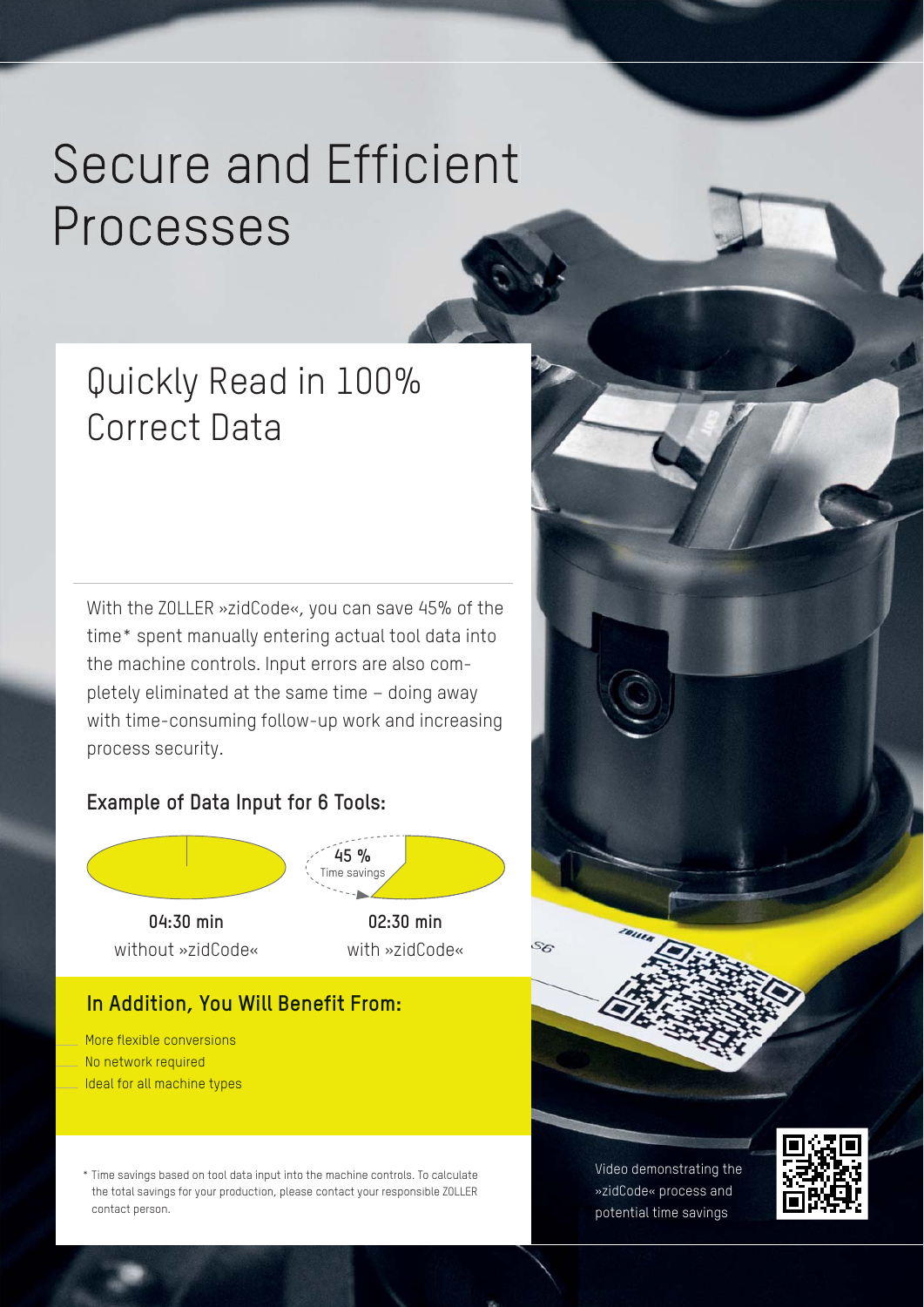# Secure and Efficient Processes

## Quickly Read in 100% Correct Data

With the ZOLLER »zidCode«, you can save 45% of the time* spent manually entering actual tool data into the machine controls. Input errors are also completely eliminated at the same time – doing away with time-consuming follow-up work and increasing process security.

### Example of Data Input for 6 Tools:

45 %
Time savings

**04:30 min**
without »zidCode«

**02:30 min**
with »zidCode«

### In Addition, You Will Benefit From:

- More flexible conversions
- No network required
- Ideal for all machine types

\* Time savings based on tool data input into the machine controls. To calculate the total savings for your production, please contact your responsible ZOLLER contact person.

Video demonstrating the »zidCode« process and potential time savings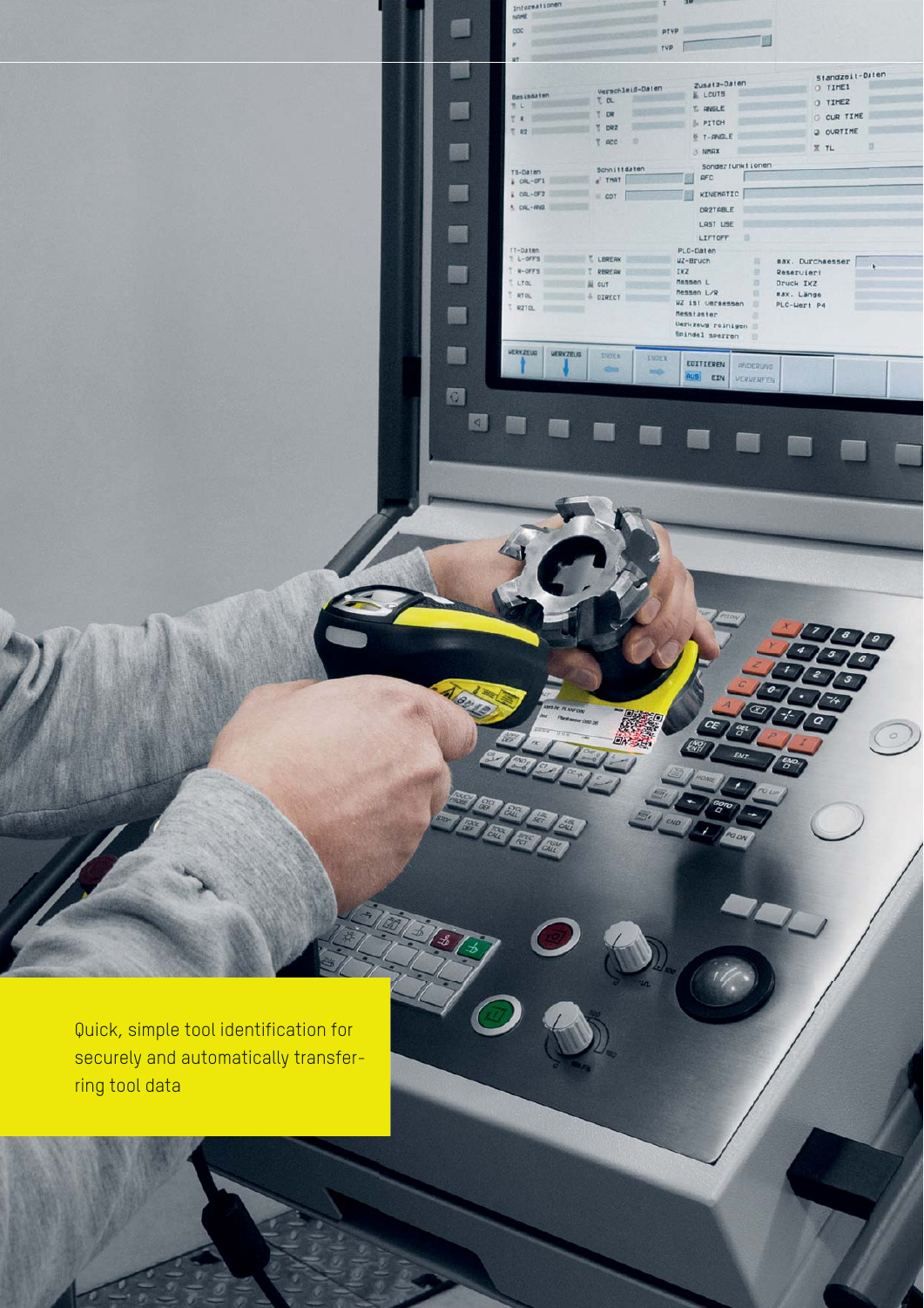Quick, simple tool identification for securely and automatically transferring tool data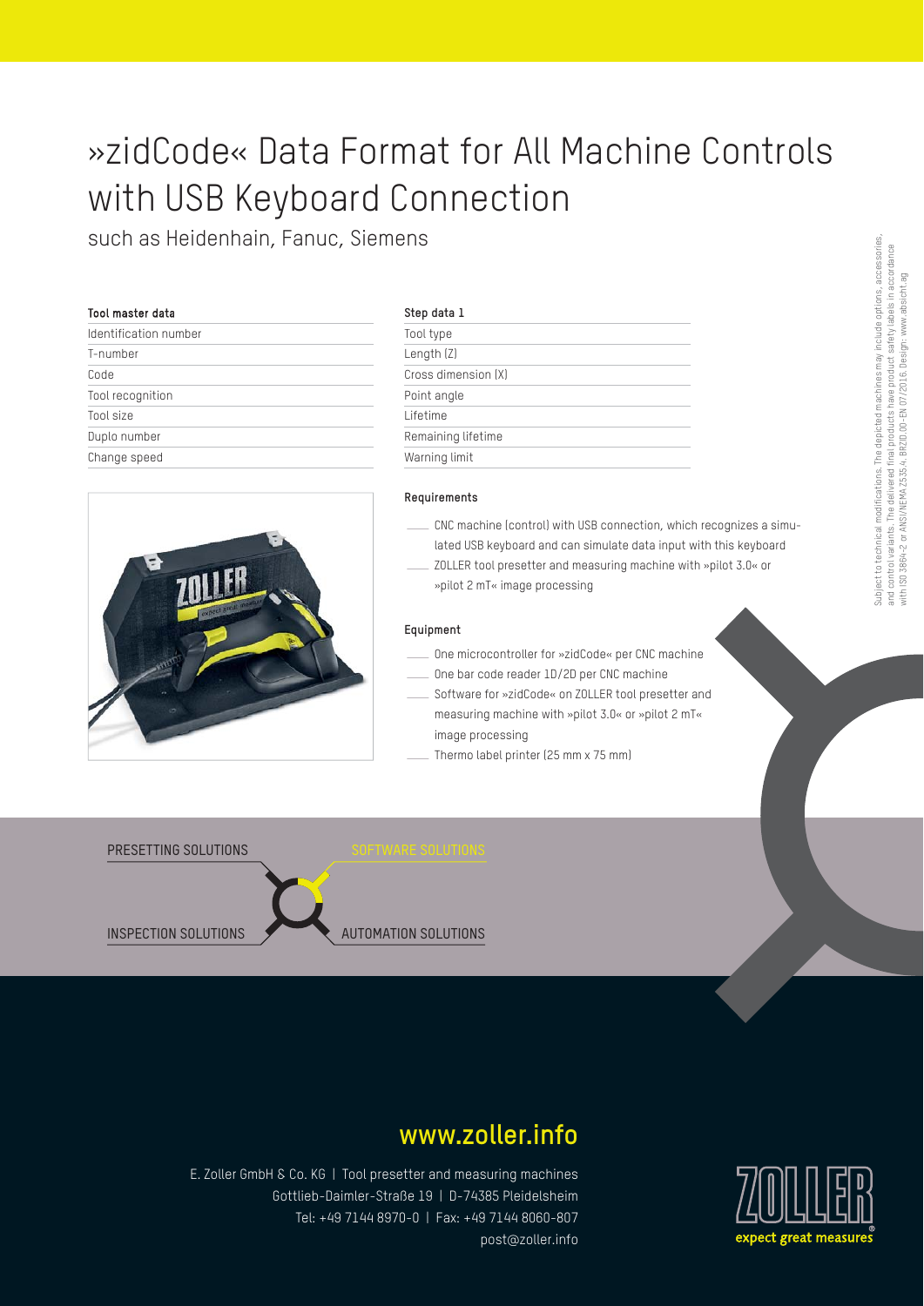# »zidCode« Data Format for All Machine Controls with USB Keyboard Connection

such as Heidenhain, Fanuc, Siemens

| Tool master data |
|---|
| Identification number |
| T-number |
| Code |
| Tool recognition |
| Tool size |
| Duplo number |
| Change speed |

| Step data 1 |
|---|
| Tool type |
| Length (Z) |
| Cross dimension (X) |
| Point angle |
| Lifetime |
| Remaining lifetime |
| Warning limit |

**Requirements**

- CNC machine (control) with USB connection, which recognizes a simulated USB keyboard and can simulate data input with this keyboard
- ZOLLER tool presetter and measuring machine with »pilot 3.0« or »pilot 2 mT« image processing

**Equipment**

- One microcontroller for »zidCode« per CNC machine
- One bar code reader 1D/2D per CNC machine
- Software for »zidCode« on ZOLLER tool presetter and measuring machine with »pilot 3.0« or »pilot 2 mT« image processing
- Thermo label printer (25 mm x 75 mm)

PRESETTING SOLUTIONS

SOFTWARE SOLUTIONS

INSPECTION SOLUTIONS

AUTOMATION SOLUTIONS

Subject to technical modifications. The depicted machines may include options, accessories, and control variants. The delivered final products have product safety labels in accordance with ISO 3864-2 or ANSI/NEMA Z535.4. BRZID.00-EN 07/2016. Design: www.absicht.ag

## www.zoller.info

E. Zoller GmbH & Co. KG | Tool presetter and measuring machines
Gottlieb-Daimler-Straße 19 | D-74385 Pleidelsheim
Tel: +49 7144 8970-0 | Fax: +49 7144 8060-807
post@zoller.info

ZOLLER expect great measures®